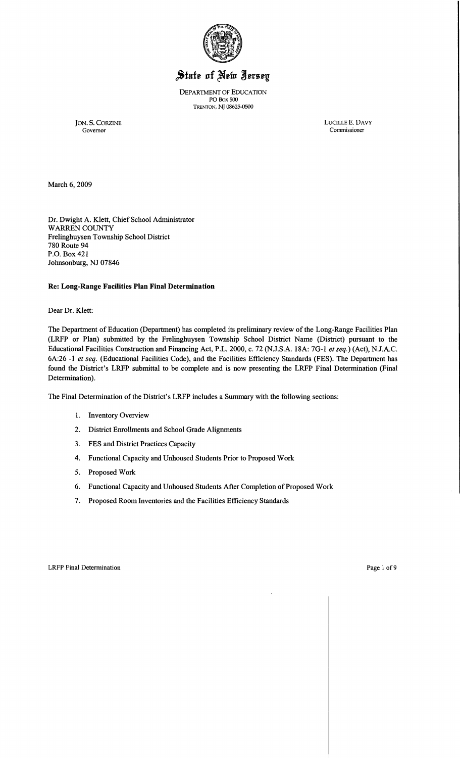# State of New Jersey

DEPARTMENT OF EDUCATION
PO BOX 500
TRENTON, NJ 08625-0500

JON. S. CORZINE
Governor

LUCILLE E. DAVY
Commissioner

March 6, 2009

Dr. Dwight A. Klett, Chief School Administrator
WARREN COUNTY
Frelinghuysen Township School District
780 Route 94
P.O. Box 421
Johnsonburg, NJ 07846

**Re: Long-Range Facilities Plan Final Determination**

Dear Dr. Klett:

The Department of Education (Department) has completed its preliminary review of the Long-Range Facilities Plan (LRFP or Plan) submitted by the Frelinghuysen Township School District Name (District) pursuant to the Educational Facilities Construction and Financing Act, P.L. 2000, c. 72 (N.J.S.A. 18A: 7G-1 *et seq.*) (Act), N.J.A.C. 6A:26 -1 *et seq.* (Educational Facilities Code), and the Facilities Efficiency Standards (FES). The Department has found the District's LRFP submittal to be complete and is now presenting the LRFP Final Determination (Final Determination).

The Final Determination of the District's LRFP includes a Summary with the following sections:

1. Inventory Overview
2. District Enrollments and School Grade Alignments
3. FES and District Practices Capacity
4. Functional Capacity and Unhoused Students Prior to Proposed Work
5. Proposed Work
6. Functional Capacity and Unhoused Students After Completion of Proposed Work
7. Proposed Room Inventories and the Facilities Efficiency Standards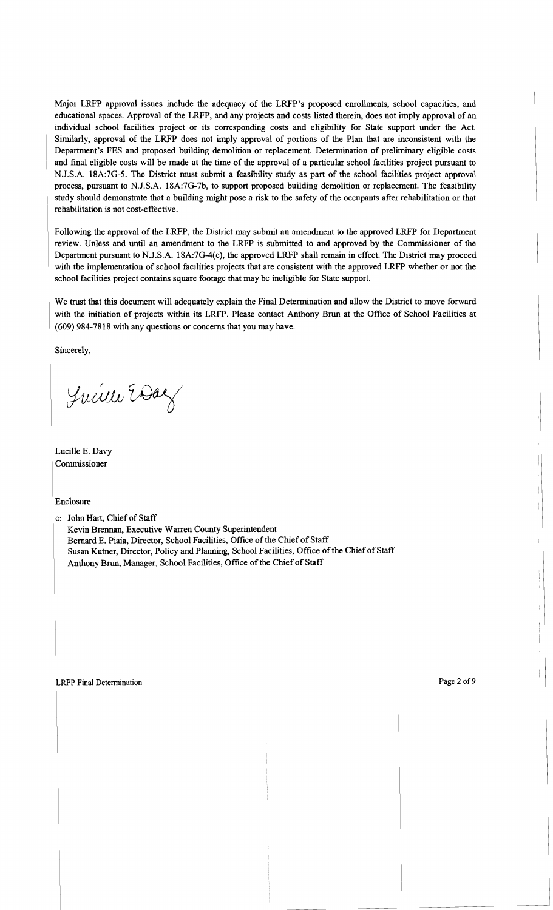Major LRFP approval issues include the adequacy of the LRFP's proposed enrollments, school capacities, and educational spaces. Approval of the LRFP, and any projects and costs listed therein, does not imply approval of an individual school facilities project or its corresponding costs and eligibility for State support under the Act. Similarly, approval of the LRFP does not imply approval of portions of the Plan that are inconsistent with the Department's FES and proposed building demolition or replacement. Determination of preliminary eligible costs and final eligible costs will be made at the time of the approval of a particular school facilities project pursuant to N.J.S.A. 18A:7G-5. The District must submit a feasibility study as part of the school facilities project approval process, pursuant to N.J.S.A. 18A:7G-7b, to support proposed building demolition or replacement. The feasibility study should demonstrate that a building might pose a risk to the safety of the occupants after rehabilitation or that rehabilitation is not cost-effective.

Following the approval of the LRFP, the District may submit an amendment to the approved LRFP for Department review. Unless and until an amendment to the LRFP is submitted to and approved by the Commissioner of the Department pursuant to N.J.S.A. 18A:7G-4(c), the approved LRFP shall remain in effect. The District may proceed with the implementation of school facilities projects that are consistent with the approved LRFP whether or not the school facilities project contains square footage that may be ineligible for State support.

We trust that this document will adequately explain the Final Determination and allow the District to move forward with the initiation of projects within its LRFP. Please contact Anthony Brun at the Office of School Facilities at (609) 984-7818 with any questions or concerns that you may have.

Sincerely,

Lucille E. Davy
Commissioner

Enclosure

c: John Hart, Chief of Staff
Kevin Brennan, Executive Warren County Superintendent
Bernard E. Piaia, Director, School Facilities, Office of the Chief of Staff
Susan Kutner, Director, Policy and Planning, School Facilities, Office of the Chief of Staff
Anthony Brun, Manager, School Facilities, Office of the Chief of Staff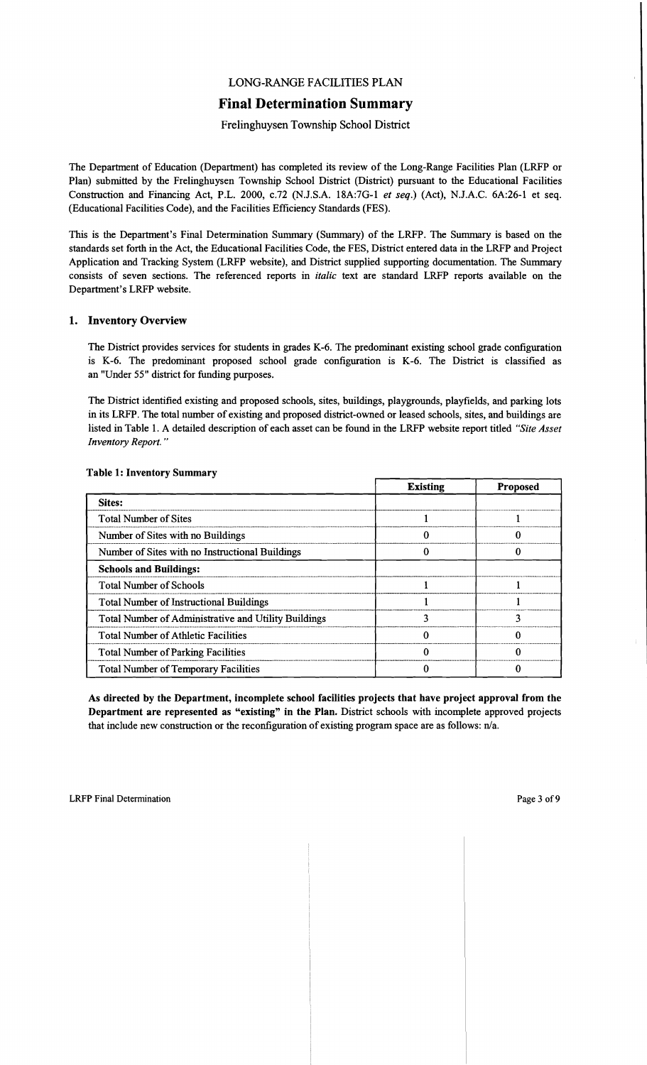LONG-RANGE FACILITIES PLAN

# Final Determination Summary

Frelinghuysen Township School District

The Department of Education (Department) has completed its review of the Long-Range Facilities Plan (LRFP or Plan) submitted by the Frelinghuysen Township School District (District) pursuant to the Educational Facilities Construction and Financing Act, P.L. 2000, c.72 (N.J.S.A. 18A:7G-1 *et seq.*) (Act), N.J.A.C. 6A:26-1 et seq. (Educational Facilities Code), and the Facilities Efficiency Standards (FES).

This is the Department's Final Determination Summary (Summary) of the LRFP. The Summary is based on the standards set forth in the Act, the Educational Facilities Code, the FES, District entered data in the LRFP and Project Application and Tracking System (LRFP website), and District supplied supporting documentation. The Summary consists of seven sections. The referenced reports in *italic* text are standard LRFP reports available on the Department's LRFP website.

## 1. Inventory Overview

The District provides services for students in grades K-6. The predominant existing school grade configuration is K-6. The predominant proposed school grade configuration is K-6. The District is classified as an "Under 55" district for funding purposes.

The District identified existing and proposed schools, sites, buildings, playgrounds, playfields, and parking lots in its LRFP. The total number of existing and proposed district-owned or leased schools, sites, and buildings are listed in Table 1. A detailed description of each asset can be found in the LRFP website report titled *"Site Asset Inventory Report."*

**Table 1: Inventory Summary**

| | Existing | Proposed |
|---|---|---|
| **Sites:** | | |
| Total Number of Sites | 1 | 1 |
| Number of Sites with no Buildings | 0 | 0 |
| Number of Sites with no Instructional Buildings | 0 | 0 |
| **Schools and Buildings:** | | |
| Total Number of Schools | 1 | 1 |
| Total Number of Instructional Buildings | 1 | 1 |
| Total Number of Administrative and Utility Buildings | 3 | 3 |
| Total Number of Athletic Facilities | 0 | 0 |
| Total Number of Parking Facilities | 0 | 0 |
| Total Number of Temporary Facilities | 0 | 0 |

**As directed by the Department, incomplete school facilities projects that have project approval from the Department are represented as "existing" in the Plan.** District schools with incomplete approved projects that include new construction or the reconfiguration of existing program space are as follows: n/a.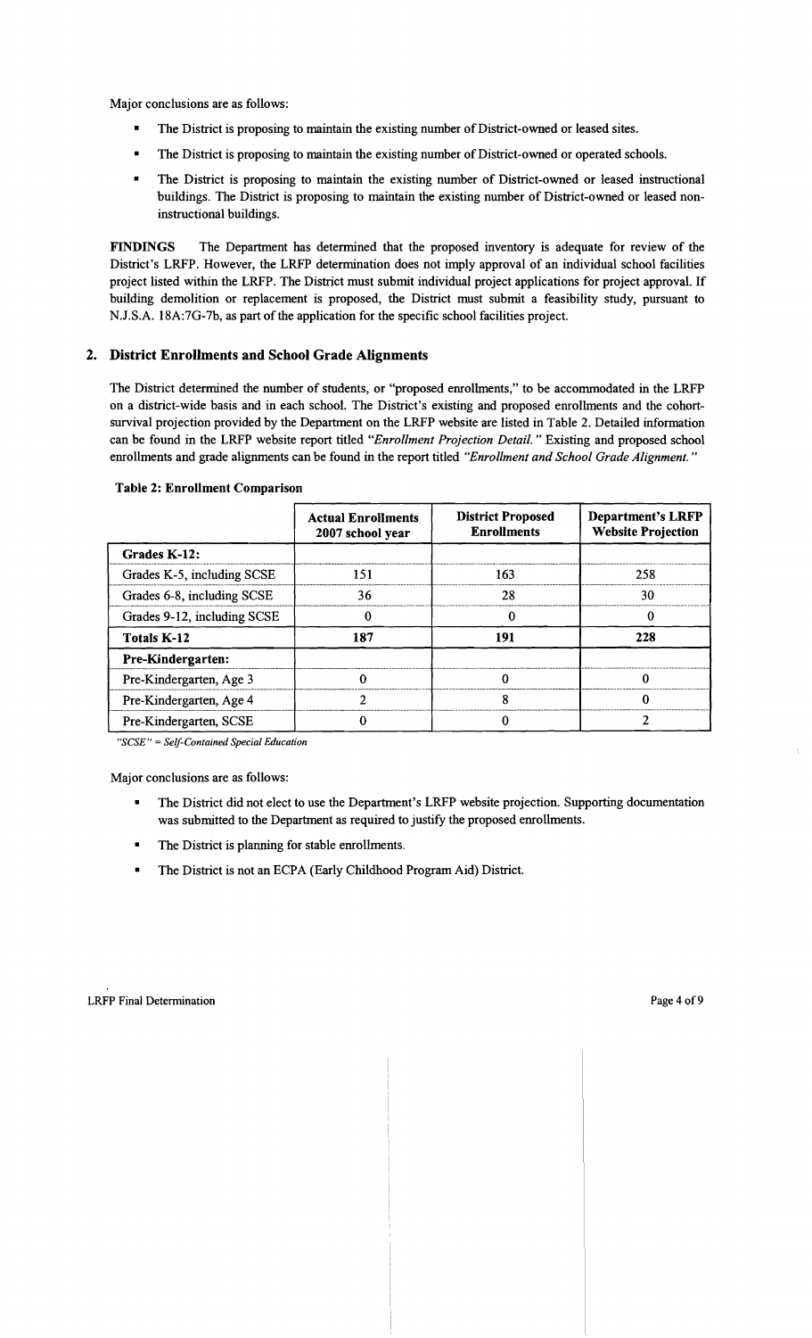Major conclusions are as follows:

- The District is proposing to maintain the existing number of District-owned or leased sites.
- The District is proposing to maintain the existing number of District-owned or operated schools.
- The District is proposing to maintain the existing number of District-owned or leased instructional buildings. The District is proposing to maintain the existing number of District-owned or leased non-instructional buildings.

**FINDINGS** The Department has determined that the proposed inventory is adequate for review of the District's LRFP. However, the LRFP determination does not imply approval of an individual school facilities project listed within the LRFP. The District must submit individual project applications for project approval. If building demolition or replacement is proposed, the District must submit a feasibility study, pursuant to N.J.S.A. 18A:7G-7b, as part of the application for the specific school facilities project.

## 2. District Enrollments and School Grade Alignments

The District determined the number of students, or "proposed enrollments," to be accommodated in the LRFP on a district-wide basis and in each school. The District's existing and proposed enrollments and the cohort-survival projection provided by the Department on the LRFP website are listed in Table 2. Detailed information can be found in the LRFP website report titled *"Enrollment Projection Detail."* Existing and proposed school enrollments and grade alignments can be found in the report titled *"Enrollment and School Grade Alignment."*

**Table 2: Enrollment Comparison**

| | Actual Enrollments 2007 school year | District Proposed Enrollments | Department's LRFP Website Projection |
|---|---|---|---|
| **Grades K-12:** | | | |
| Grades K-5, including SCSE | 151 | 163 | 258 |
| Grades 6-8, including SCSE | 36 | 28 | 30 |
| Grades 9-12, including SCSE | 0 | 0 | 0 |
| **Totals K-12** | **187** | **191** | **228** |
| **Pre-Kindergarten:** | | | |
| Pre-Kindergarten, Age 3 | 0 | 0 | 0 |
| Pre-Kindergarten, Age 4 | 2 | 8 | 0 |
| Pre-Kindergarten, SCSE | 0 | 0 | 2 |

*"SCSE" = Self-Contained Special Education*

Major conclusions are as follows:

- The District did not elect to use the Department's LRFP website projection. Supporting documentation was submitted to the Department as required to justify the proposed enrollments.
- The District is planning for stable enrollments.
- The District is not an ECPA (Early Childhood Program Aid) District.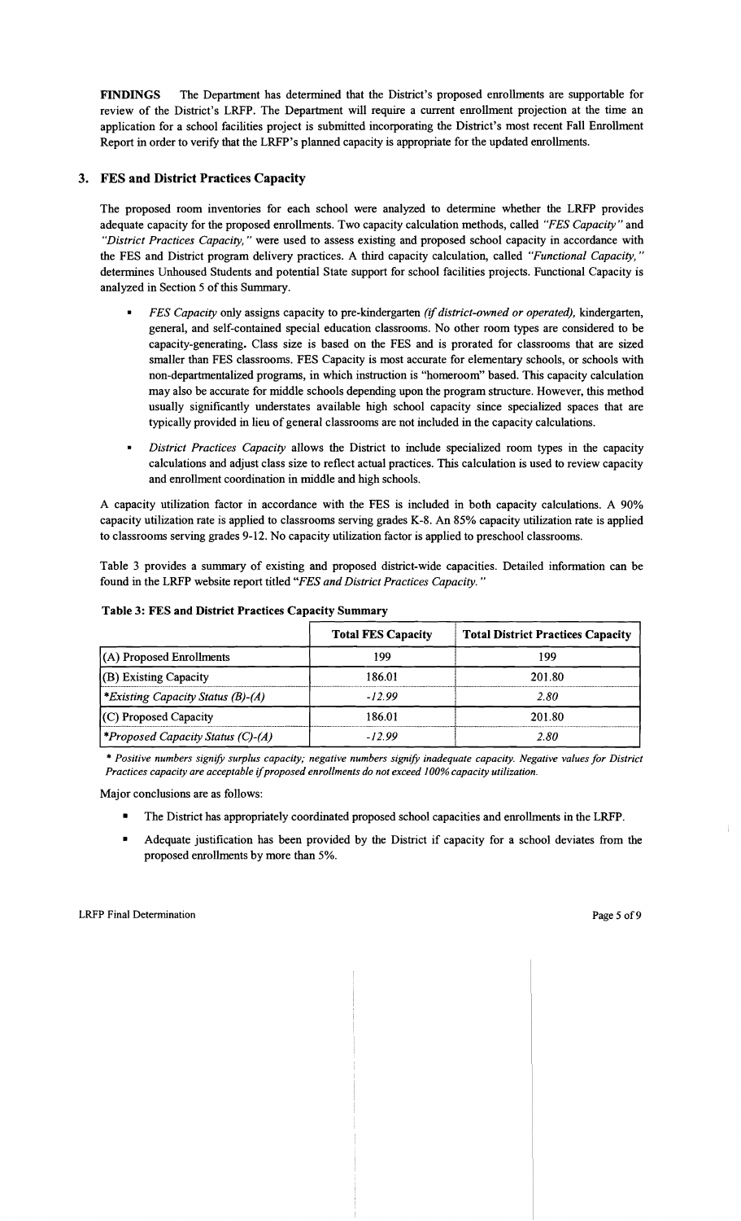**FINDINGS** The Department has determined that the District's proposed enrollments are supportable for review of the District's LRFP. The Department will require a current enrollment projection at the time an application for a school facilities project is submitted incorporating the District's most recent Fall Enrollment Report in order to verify that the LRFP's planned capacity is appropriate for the updated enrollments.

## 3. FES and District Practices Capacity

The proposed room inventories for each school were analyzed to determine whether the LRFP provides adequate capacity for the proposed enrollments. Two capacity calculation methods, called *"FES Capacity"* and *"District Practices Capacity,"* were used to assess existing and proposed school capacity in accordance with the FES and District program delivery practices. A third capacity calculation, called *"Functional Capacity,"* determines Unhoused Students and potential State support for school facilities projects. Functional Capacity is analyzed in Section 5 of this Summary.

- *FES Capacity* only assigns capacity to pre-kindergarten *(if district-owned or operated),* kindergarten, general, and self-contained special education classrooms. No other room types are considered to be capacity-generating. Class size is based on the FES and is prorated for classrooms that are sized smaller than FES classrooms. FES Capacity is most accurate for elementary schools, or schools with non-departmentalized programs, in which instruction is "homeroom" based. This capacity calculation may also be accurate for middle schools depending upon the program structure. However, this method usually significantly understates available high school capacity since specialized spaces that are typically provided in lieu of general classrooms are not included in the capacity calculations.
- *District Practices Capacity* allows the District to include specialized room types in the capacity calculations and adjust class size to reflect actual practices. This calculation is used to review capacity and enrollment coordination in middle and high schools.

A capacity utilization factor in accordance with the FES is included in both capacity calculations. A 90% capacity utilization rate is applied to classrooms serving grades K-8. An 85% capacity utilization rate is applied to classrooms serving grades 9-12. No capacity utilization factor is applied to preschool classrooms.

Table 3 provides a summary of existing and proposed district-wide capacities. Detailed information can be found in the LRFP website report titled *"FES and District Practices Capacity."*

**Table 3: FES and District Practices Capacity Summary**

| | Total FES Capacity | Total District Practices Capacity |
|---|---|---|
| (A) Proposed Enrollments | 199 | 199 |
| (B) Existing Capacity | 186.01 | 201.80 |
| **Existing Capacity Status (B)-(A)* | *-12.99* | *2.80* |
| (C) Proposed Capacity | 186.01 | 201.80 |
| **Proposed Capacity Status (C)-(A)* | *-12.99* | *2.80* |

* *Positive numbers signify surplus capacity; negative numbers signify inadequate capacity. Negative values for District Practices capacity are acceptable if proposed enrollments do not exceed 100% capacity utilization.*

Major conclusions are as follows:

- The District has appropriately coordinated proposed school capacities and enrollments in the LRFP.
- Adequate justification has been provided by the District if capacity for a school deviates from the proposed enrollments by more than 5%.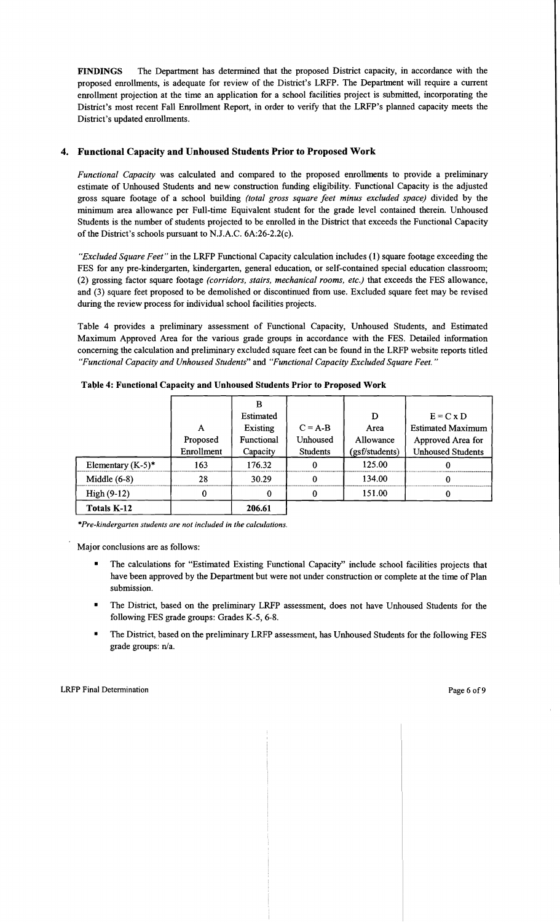**FINDINGS** The Department has determined that the proposed District capacity, in accordance with the proposed enrollments, is adequate for review of the District's LRFP. The Department will require a current enrollment projection at the time an application for a school facilities project is submitted, incorporating the District's most recent Fall Enrollment Report, in order to verify that the LRFP's planned capacity meets the District's updated enrollments.

## 4. Functional Capacity and Unhoused Students Prior to Proposed Work

*Functional Capacity* was calculated and compared to the proposed enrollments to provide a preliminary estimate of Unhoused Students and new construction funding eligibility. Functional Capacity is the adjusted gross square footage of a school building *(total gross square feet minus excluded space)* divided by the minimum area allowance per Full-time Equivalent student for the grade level contained therein. Unhoused Students is the number of students projected to be enrolled in the District that exceeds the Functional Capacity of the District's schools pursuant to N.J.A.C. 6A:26-2.2(c).

*"Excluded Square Feet"* in the LRFP Functional Capacity calculation includes (1) square footage exceeding the FES for any pre-kindergarten, kindergarten, general education, or self-contained special education classroom; (2) grossing factor square footage *(corridors, stairs, mechanical rooms, etc.)* that exceeds the FES allowance, and (3) square feet proposed to be demolished or discontinued from use. Excluded square feet may be revised during the review process for individual school facilities projects.

Table 4 provides a preliminary assessment of Functional Capacity, Unhoused Students, and Estimated Maximum Approved Area for the various grade groups in accordance with the FES. Detailed information concerning the calculation and preliminary excluded square feet can be found in the LRFP website reports titled *"Functional Capacity and Unhoused Students"* and *"Functional Capacity Excluded Square Feet."*

**Table 4: Functional Capacity and Unhoused Students Prior to Proposed Work**

| | A Proposed Enrollment | B Estimated Existing Functional Capacity | C = A-B Unhoused Students | D Area Allowance (gsf/students) | E = C x D Estimated Maximum Approved Area for Unhoused Students |
|---|---|---|---|---|---|
| Elementary (K-5)* | 163 | 176.32 | 0 | 125.00 | 0 |
| Middle (6-8) | 28 | 30.29 | 0 | 134.00 | 0 |
| High (9-12) | 0 | 0 | 0 | 151.00 | 0 |
| **Totals K-12** | | **206.61** | | | |

*\*Pre-kindergarten students are not included in the calculations.*

Major conclusions are as follows:

- The calculations for "Estimated Existing Functional Capacity" include school facilities projects that have been approved by the Department but were not under construction or complete at the time of Plan submission.
- The District, based on the preliminary LRFP assessment, does not have Unhoused Students for the following FES grade groups: Grades K-5, 6-8.
- The District, based on the preliminary LRFP assessment, has Unhoused Students for the following FES grade groups: n/a.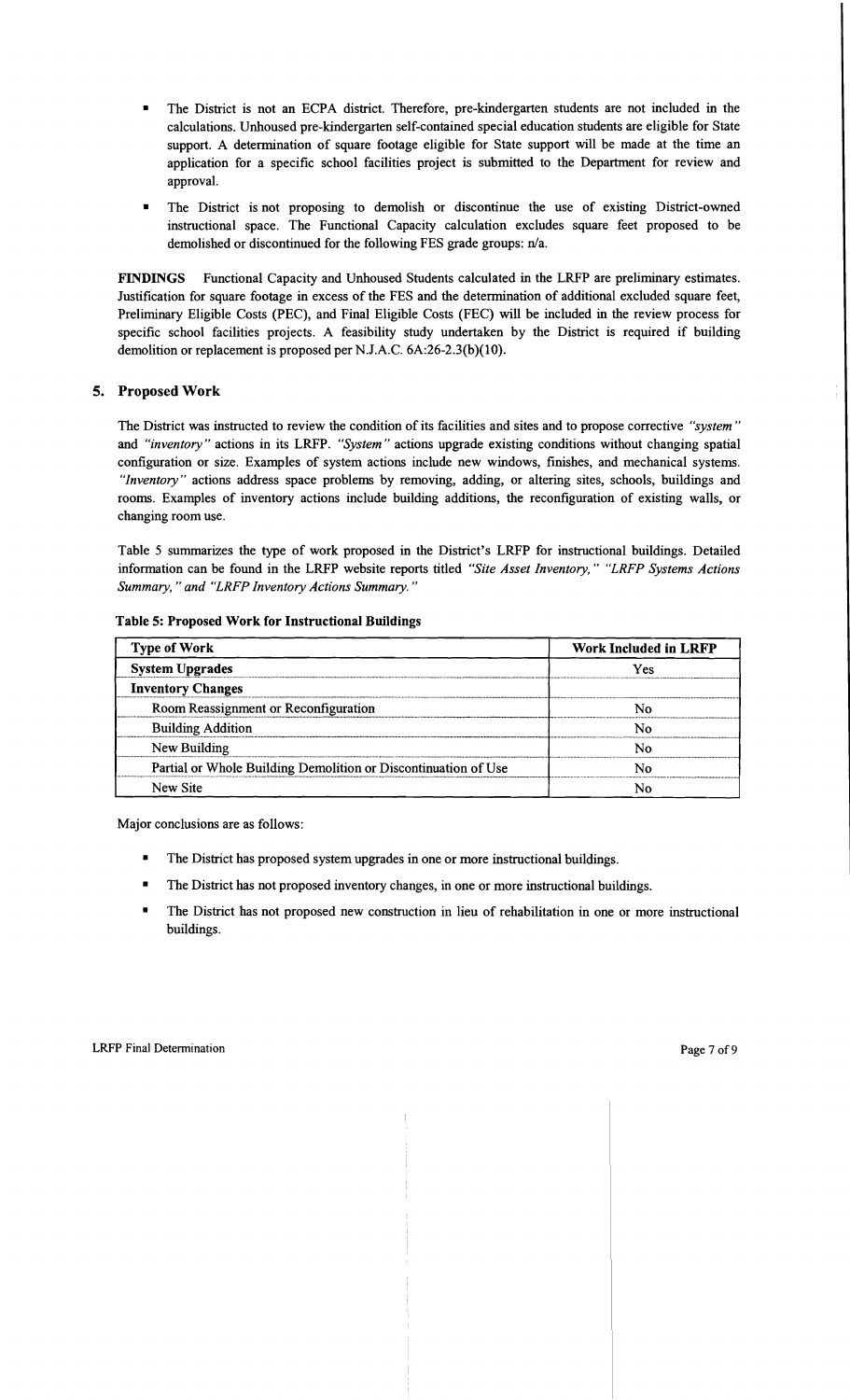- The District is not an ECPA district. Therefore, pre-kindergarten students are not included in the calculations. Unhoused pre-kindergarten self-contained special education students are eligible for State support. A determination of square footage eligible for State support will be made at the time an application for a specific school facilities project is submitted to the Department for review and approval.
- The District is not proposing to demolish or discontinue the use of existing District-owned instructional space. The Functional Capacity calculation excludes square feet proposed to be demolished or discontinued for the following FES grade groups: n/a.

**FINDINGS** Functional Capacity and Unhoused Students calculated in the LRFP are preliminary estimates. Justification for square footage in excess of the FES and the determination of additional excluded square feet, Preliminary Eligible Costs (PEC), and Final Eligible Costs (FEC) will be included in the review process for specific school facilities projects. A feasibility study undertaken by the District is required if building demolition or replacement is proposed per N.J.A.C. 6A:26-2.3(b)(10).

## 5. Proposed Work

The District was instructed to review the condition of its facilities and sites and to propose corrective *"system"* and *"inventory"* actions in its LRFP. *"System"* actions upgrade existing conditions without changing spatial configuration or size. Examples of system actions include new windows, finishes, and mechanical systems. *"Inventory"* actions address space problems by removing, adding, or altering sites, schools, buildings and rooms. Examples of inventory actions include building additions, the reconfiguration of existing walls, or changing room use.

Table 5 summarizes the type of work proposed in the District's LRFP for instructional buildings. Detailed information can be found in the LRFP website reports titled *"Site Asset Inventory," "LRFP Systems Actions Summary," and "LRFP Inventory Actions Summary."*

**Table 5: Proposed Work for Instructional Buildings**

| Type of Work | Work Included in LRFP |
|---|---|
| **System Upgrades** | Yes |
| **Inventory Changes** | |
| Room Reassignment or Reconfiguration | No |
| Building Addition | No |
| New Building | No |
| Partial or Whole Building Demolition or Discontinuation of Use | No |
| New Site | No |

Major conclusions are as follows:

- The District has proposed system upgrades in one or more instructional buildings.
- The District has not proposed inventory changes, in one or more instructional buildings.
- The District has not proposed new construction in lieu of rehabilitation in one or more instructional buildings.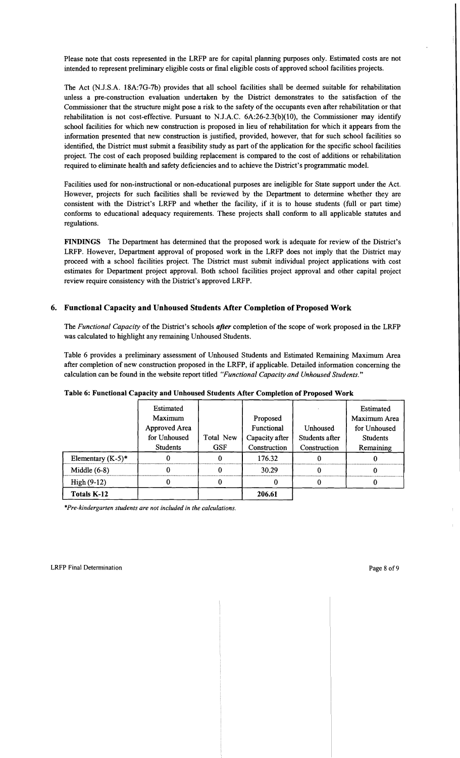Please note that costs represented in the LRFP are for capital planning purposes only. Estimated costs are not intended to represent preliminary eligible costs or final eligible costs of approved school facilities projects.

The Act (N.J.S.A. 18A:7G-7b) provides that all school facilities shall be deemed suitable for rehabilitation unless a pre-construction evaluation undertaken by the District demonstrates to the satisfaction of the Commissioner that the structure might pose a risk to the safety of the occupants even after rehabilitation or that rehabilitation is not cost-effective. Pursuant to N.J.A.C. 6A:26-2.3(b)(10), the Commissioner may identify school facilities for which new construction is proposed in lieu of rehabilitation for which it appears from the information presented that new construction is justified, provided, however, that for such school facilities so identified, the District must submit a feasibility study as part of the application for the specific school facilities project. The cost of each proposed building replacement is compared to the cost of additions or rehabilitation required to eliminate health and safety deficiencies and to achieve the District's programmatic model.

Facilities used for non-instructional or non-educational purposes are ineligible for State support under the Act. However, projects for such facilities shall be reviewed by the Department to determine whether they are consistent with the District's LRFP and whether the facility, if it is to house students (full or part time) conforms to educational adequacy requirements. These projects shall conform to all applicable statutes and regulations.

**FINDINGS** The Department has determined that the proposed work is adequate for review of the District's LRFP. However, Department approval of proposed work in the LRFP does not imply that the District may proceed with a school facilities project. The District must submit individual project applications with cost estimates for Department project approval. Both school facilities project approval and other capital project review require consistency with the District's approved LRFP.

## 6. Functional Capacity and Unhoused Students After Completion of Proposed Work

The *Functional Capacity* of the District's schools ***after*** completion of the scope of work proposed in the LRFP was calculated to highlight any remaining Unhoused Students.

Table 6 provides a preliminary assessment of Unhoused Students and Estimated Remaining Maximum Area after completion of new construction proposed in the LRFP, if applicable. Detailed information concerning the calculation can be found in the website report titled *"Functional Capacity and Unhoused Students."*

**Table 6: Functional Capacity and Unhoused Students After Completion of Proposed Work**

| | Estimated Maximum Approved Area for Unhoused Students | Total New GSF | Proposed Functional Capacity after Construction | Unhoused Students after Construction | Estimated Maximum Area for Unhoused Students Remaining |
|---|---|---|---|---|---|
| Elementary (K-5)* | 0 | 0 | 176.32 | 0 | 0 |
| Middle (6-8) | 0 | 0 | 30.29 | 0 | 0 |
| High (9-12) | 0 | 0 | 0 | 0 | 0 |
| **Totals K-12** | | | **206.61** | | |

*\*Pre-kindergarten students are not included in the calculations.*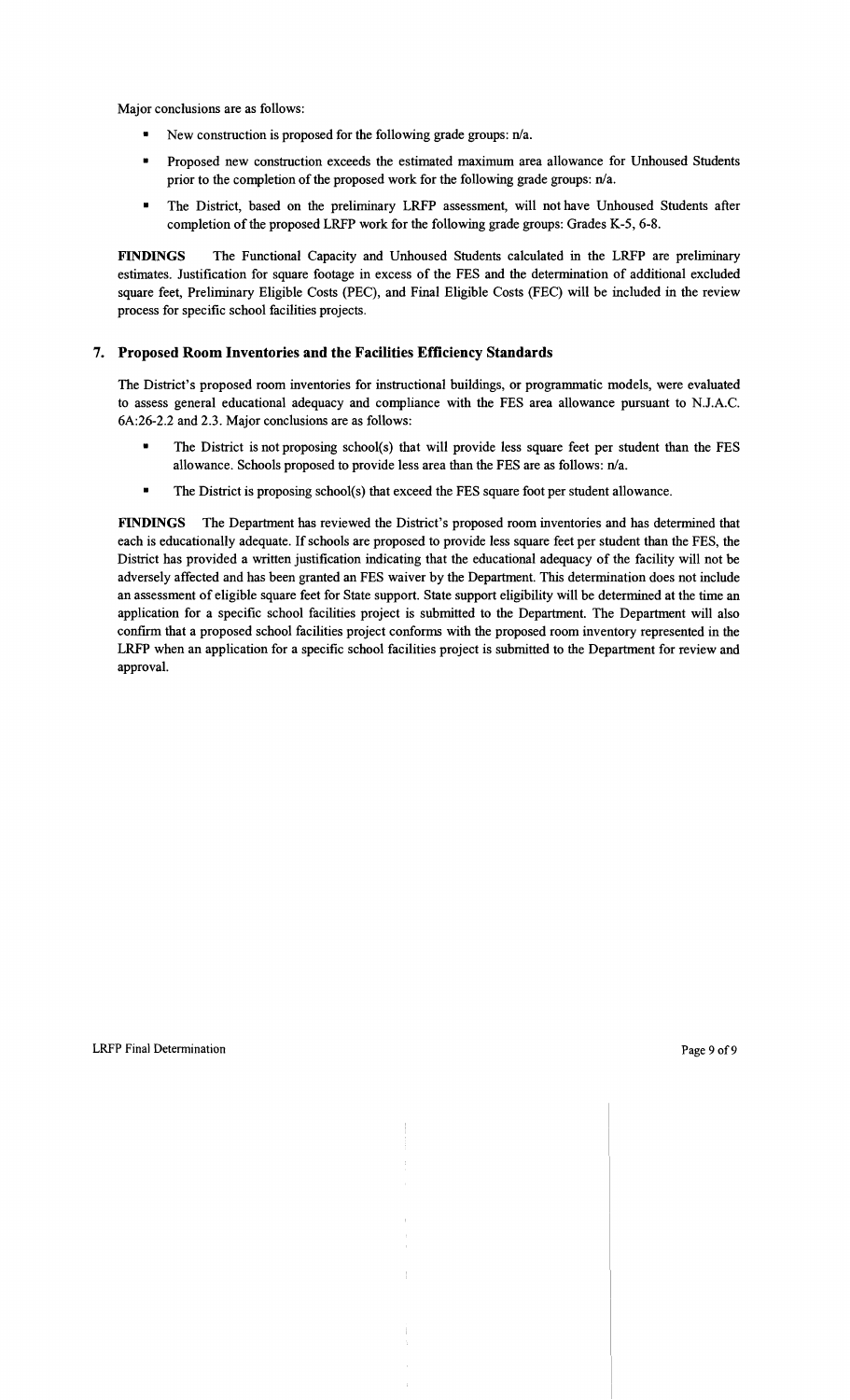Major conclusions are as follows:

- New construction is proposed for the following grade groups: n/a.
- Proposed new construction exceeds the estimated maximum area allowance for Unhoused Students prior to the completion of the proposed work for the following grade groups: n/a.
- The District, based on the preliminary LRFP assessment, will not have Unhoused Students after completion of the proposed LRFP work for the following grade groups: Grades K-5, 6-8.

**FINDINGS** The Functional Capacity and Unhoused Students calculated in the LRFP are preliminary estimates. Justification for square footage in excess of the FES and the determination of additional excluded square feet, Preliminary Eligible Costs (PEC), and Final Eligible Costs (FEC) will be included in the review process for specific school facilities projects.

## 7. Proposed Room Inventories and the Facilities Efficiency Standards

The District's proposed room inventories for instructional buildings, or programmatic models, were evaluated to assess general educational adequacy and compliance with the FES area allowance pursuant to N.J.A.C. 6A:26-2.2 and 2.3. Major conclusions are as follows:

- The District is not proposing school(s) that will provide less square feet per student than the FES allowance. Schools proposed to provide less area than the FES are as follows: n/a.
- The District is proposing school(s) that exceed the FES square foot per student allowance.

**FINDINGS** The Department has reviewed the District's proposed room inventories and has determined that each is educationally adequate. If schools are proposed to provide less square feet per student than the FES, the District has provided a written justification indicating that the educational adequacy of the facility will not be adversely affected and has been granted an FES waiver by the Department. This determination does not include an assessment of eligible square feet for State support. State support eligibility will be determined at the time an application for a specific school facilities project is submitted to the Department. The Department will also confirm that a proposed school facilities project conforms with the proposed room inventory represented in the LRFP when an application for a specific school facilities project is submitted to the Department for review and approval.